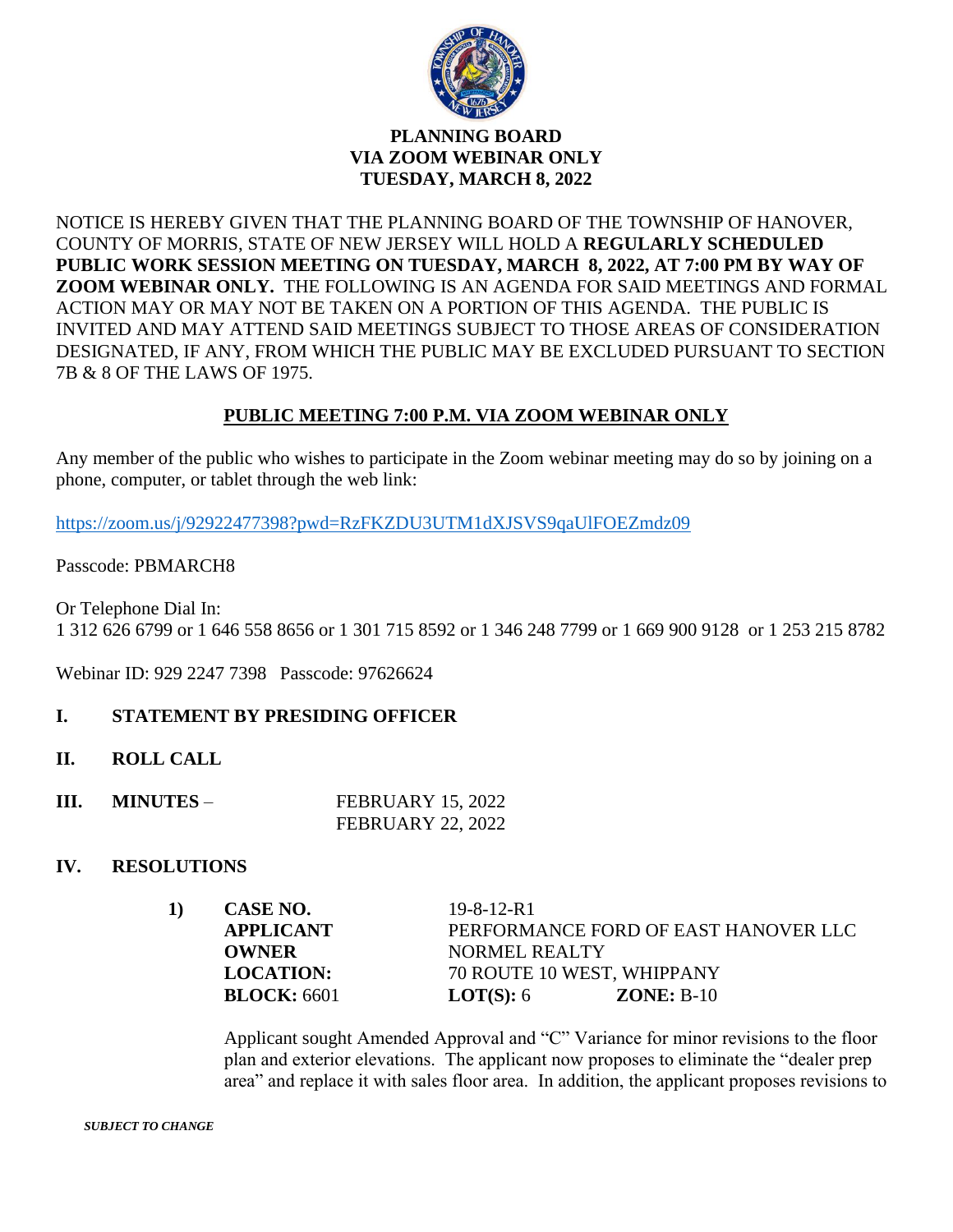# PLANNING BOARD
## VIA ZOOM WEBINAR ONLY
## TUESDAY, MARCH 8, 2022

NOTICE IS HEREBY GIVEN THAT THE PLANNING BOARD OF THE TOWNSHIP OF HANOVER, COUNTY OF MORRIS, STATE OF NEW JERSEY WILL HOLD A **REGULARLY SCHEDULED PUBLIC WORK SESSION MEETING ON TUESDAY, MARCH 8, 2022, AT 7:00 PM BY WAY OF ZOOM WEBINAR ONLY.** THE FOLLOWING IS AN AGENDA FOR SAID MEETINGS AND FORMAL ACTION MAY OR MAY NOT BE TAKEN ON A PORTION OF THIS AGENDA. THE PUBLIC IS INVITED AND MAY ATTEND SAID MEETINGS SUBJECT TO THOSE AREAS OF CONSIDERATION DESIGNATED, IF ANY, FROM WHICH THE PUBLIC MAY BE EXCLUDED PURSUANT TO SECTION 7B & 8 OF THE LAWS OF 1975.

**PUBLIC MEETING 7:00 P.M. VIA ZOOM WEBINAR ONLY**

Any member of the public who wishes to participate in the Zoom webinar meeting may do so by joining on a phone, computer, or tablet through the web link:

https://zoom.us/j/92922477398?pwd=RzFKZDU3UTM1dXJSVS9qaUlFOEZmdz09

Passcode: PBMARCH8

Or Telephone Dial In:
1 312 626 6799 or 1 646 558 8656 or 1 301 715 8592 or 1 346 248 7799 or 1 669 900 9128 or 1 253 215 8782

Webinar ID: 929 2247 7398 Passcode: 97626624

**I. STATEMENT BY PRESIDING OFFICER**

**II. ROLL CALL**

**III. MINUTES** – FEBRUARY 15, 2022
FEBRUARY 22, 2022

**IV. RESOLUTIONS**

**1)**

| | | |
|---|---|---|
| **CASE NO.** | 19-8-12-R1 | |
| **APPLICANT** | PERFORMANCE FORD OF EAST HANOVER LLC | |
| **OWNER** | NORMEL REALTY | |
| **LOCATION:** | 70 ROUTE 10 WEST, WHIPPANY | |
| **BLOCK:** 6601 | **LOT(S):** 6 | **ZONE:** B-10 |

Applicant sought Amended Approval and "C" Variance for minor revisions to the floor plan and exterior elevations. The applicant now proposes to eliminate the "dealer prep area" and replace it with sales floor area. In addition, the applicant proposes revisions to

*SUBJECT TO CHANGE*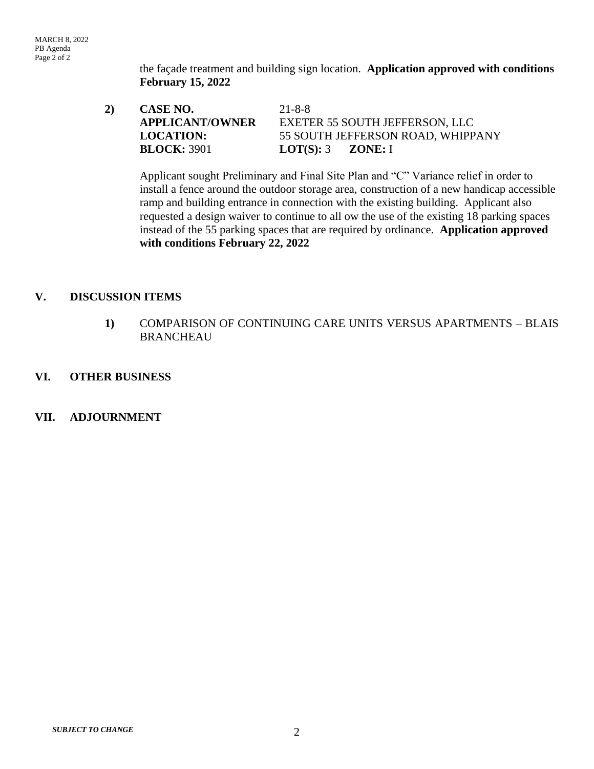the façade treatment and building sign location. **Application approved with conditions February 15, 2022**

**2)** **CASE NO.** 21-8-8
**APPLICANT/OWNER** EXETER 55 SOUTH JEFFERSON, LLC
**LOCATION:** 55 SOUTH JEFFERSON ROAD, WHIPPANY
**BLOCK:** 3901 **LOT(S):** 3 **ZONE:** I

Applicant sought Preliminary and Final Site Plan and "C" Variance relief in order to install a fence around the outdoor storage area, construction of a new handicap accessible ramp and building entrance in connection with the existing building. Applicant also requested a design waiver to continue to all ow the use of the existing 18 parking spaces instead of the 55 parking spaces that are required by ordinance. **Application approved with conditions February 22, 2022**

## V. DISCUSSION ITEMS

**1)** COMPARISON OF CONTINUING CARE UNITS VERSUS APARTMENTS – BLAIS BRANCHEAU

## VI. OTHER BUSINESS

## VII. ADJOURNMENT

***SUBJECT TO CHANGE***